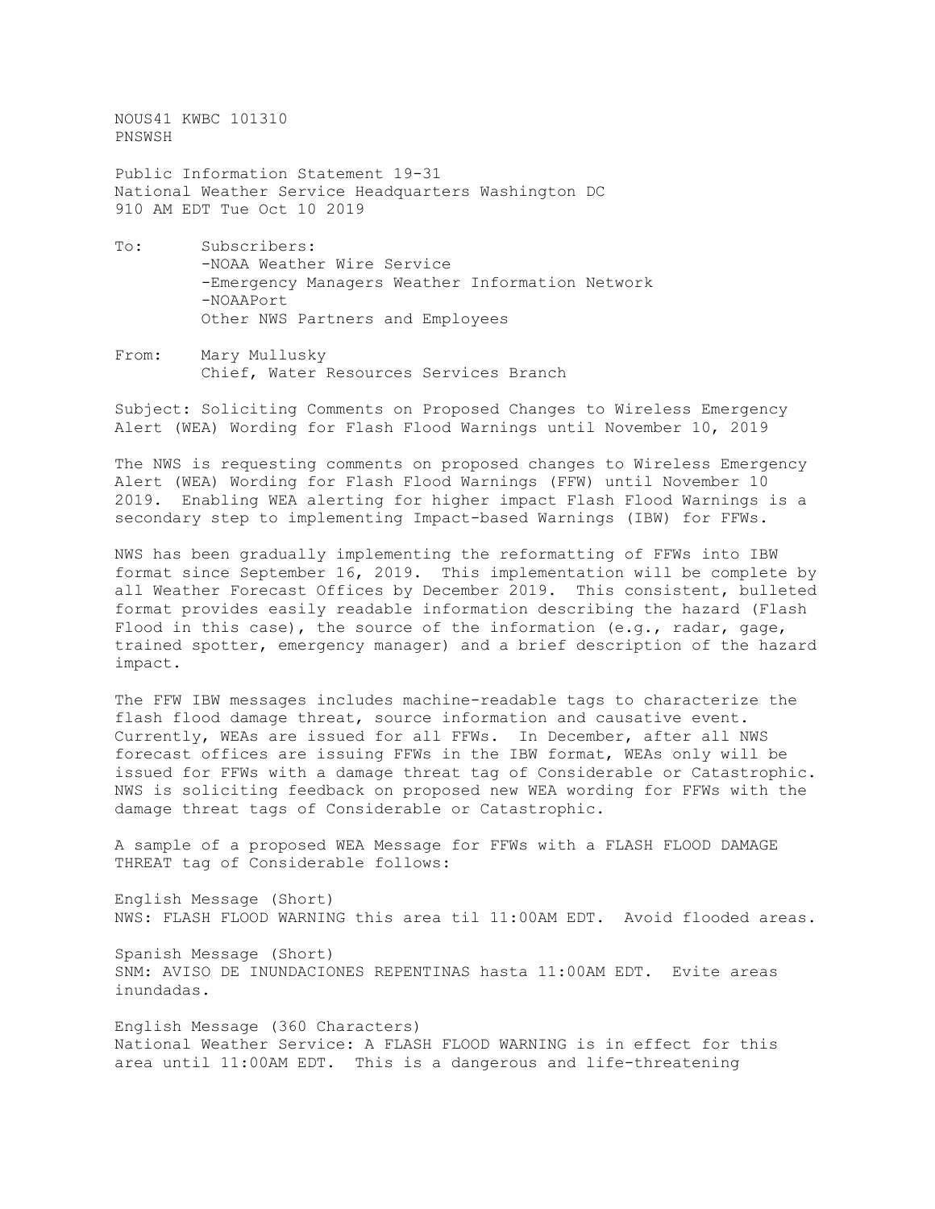NOUS41 KWBC 101310
PNSWSH

Public Information Statement 19-31
National Weather Service Headquarters Washington DC
910 AM EDT Tue Oct 10 2019

To: Subscribers:
-NOAA Weather Wire Service
-Emergency Managers Weather Information Network
-NOAAPort
Other NWS Partners and Employees

From: Mary Mullusky
Chief, Water Resources Services Branch

Subject: Soliciting Comments on Proposed Changes to Wireless Emergency Alert (WEA) Wording for Flash Flood Warnings until November 10, 2019

The NWS is requesting comments on proposed changes to Wireless Emergency Alert (WEA) Wording for Flash Flood Warnings (FFW) until November 10 2019. Enabling WEA alerting for higher impact Flash Flood Warnings is a secondary step to implementing Impact-based Warnings (IBW) for FFWs.

NWS has been gradually implementing the reformatting of FFWs into IBW format since September 16, 2019. This implementation will be complete by all Weather Forecast Offices by December 2019. This consistent, bulleted format provides easily readable information describing the hazard (Flash Flood in this case), the source of the information (e.g., radar, gage, trained spotter, emergency manager) and a brief description of the hazard impact.

The FFW IBW messages includes machine-readable tags to characterize the flash flood damage threat, source information and causative event. Currently, WEAs are issued for all FFWs. In December, after all NWS forecast offices are issuing FFWs in the IBW format, WEAs only will be issued for FFWs with a damage threat tag of Considerable or Catastrophic. NWS is soliciting feedback on proposed new WEA wording for FFWs with the damage threat tags of Considerable or Catastrophic.

A sample of a proposed WEA Message for FFWs with a FLASH FLOOD DAMAGE THREAT tag of Considerable follows:

English Message (Short)
NWS: FLASH FLOOD WARNING this area til 11:00AM EDT. Avoid flooded areas.

Spanish Message (Short)
SNM: AVISO DE INUNDACIONES REPENTINAS hasta 11:00AM EDT. Evite areas inundadas.

English Message (360 Characters)
National Weather Service: A FLASH FLOOD WARNING is in effect for this area until 11:00AM EDT. This is a dangerous and life-threatening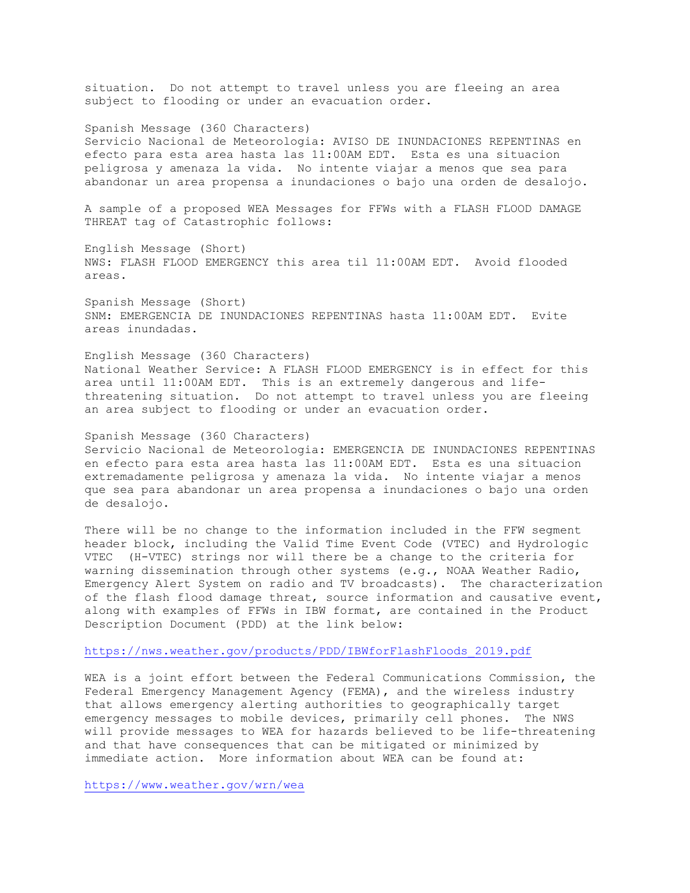situation. Do not attempt to travel unless you are fleeing an area subject to flooding or under an evacuation order.

Spanish Message (360 Characters)
Servicio Nacional de Meteorologia: AVISO DE INUNDACIONES REPENTINAS en efecto para esta area hasta las 11:00AM EDT. Esta es una situacion peligrosa y amenaza la vida. No intente viajar a menos que sea para abandonar un area propensa a inundaciones o bajo una orden de desalojo.

A sample of a proposed WEA Messages for FFWs with a FLASH FLOOD DAMAGE THREAT tag of Catastrophic follows:

English Message (Short)
NWS: FLASH FLOOD EMERGENCY this area til 11:00AM EDT. Avoid flooded areas.

Spanish Message (Short)
SNM: EMERGENCIA DE INUNDACIONES REPENTINAS hasta 11:00AM EDT. Evite areas inundadas.

English Message (360 Characters)
National Weather Service: A FLASH FLOOD EMERGENCY is in effect for this area until 11:00AM EDT. This is an extremely dangerous and life-threatening situation. Do not attempt to travel unless you are fleeing an area subject to flooding or under an evacuation order.

Spanish Message (360 Characters)
Servicio Nacional de Meteorologia: EMERGENCIA DE INUNDACIONES REPENTINAS en efecto para esta area hasta las 11:00AM EDT. Esta es una situacion extremadamente peligrosa y amenaza la vida. No intente viajar a menos que sea para abandonar un area propensa a inundaciones o bajo una orden de desalojo.

There will be no change to the information included in the FFW segment header block, including the Valid Time Event Code (VTEC) and Hydrologic VTEC (H-VTEC) strings nor will there be a change to the criteria for warning dissemination through other systems (e.g., NOAA Weather Radio, Emergency Alert System on radio and TV broadcasts). The characterization of the flash flood damage threat, source information and causative event, along with examples of FFWs in IBW format, are contained in the Product Description Document (PDD) at the link below:

https://nws.weather.gov/products/PDD/IBWforFlashFloods_2019.pdf

WEA is a joint effort between the Federal Communications Commission, the Federal Emergency Management Agency (FEMA), and the wireless industry that allows emergency alerting authorities to geographically target emergency messages to mobile devices, primarily cell phones. The NWS will provide messages to WEA for hazards believed to be life-threatening and that have consequences that can be mitigated or minimized by immediate action. More information about WEA can be found at:

https://www.weather.gov/wrn/wea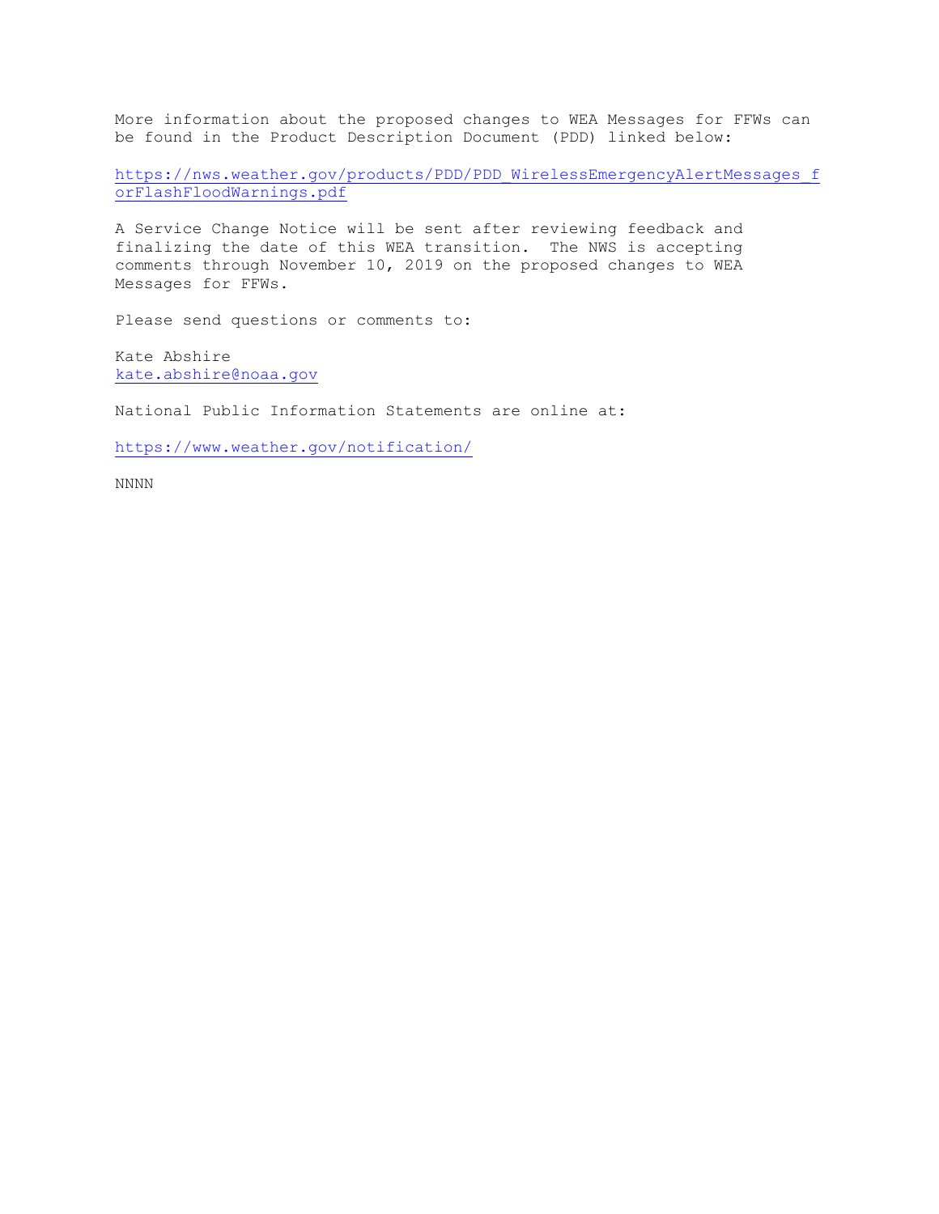More information about the proposed changes to WEA Messages for FFWs can be found in the Product Description Document (PDD) linked below:

https://nws.weather.gov/products/PDD/PDD_WirelessEmergencyAlertMessages_forFlashFloodWarnings.pdf

A Service Change Notice will be sent after reviewing feedback and finalizing the date of this WEA transition. The NWS is accepting comments through November 10, 2019 on the proposed changes to WEA Messages for FFWs.

Please send questions or comments to:

Kate Abshire
kate.abshire@noaa.gov

National Public Information Statements are online at:

https://www.weather.gov/notification/

NNNN